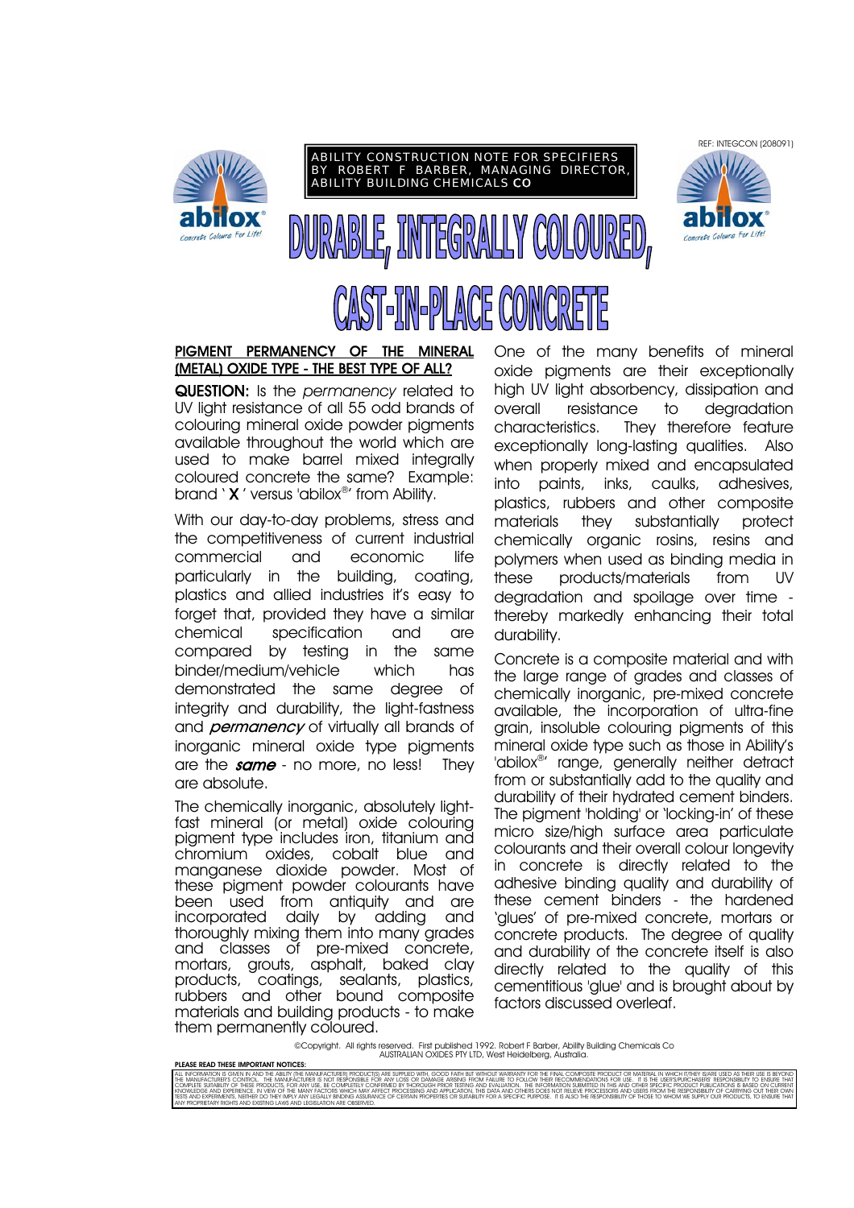ABILITY CONSTRUCTION NOTE FOR SPECIFIERS
BY ROBERT F BARBER, MANAGING DIRECTOR, ABILITY BUILDING CHEMICALS **CO**

REF: INTEGCON (208091)

abilox® Concrete Colours For Life!

# DURABLE, INTEGRALLY COLOURED, CAST-IN-PLACE CONCRETE

## PIGMENT PERMANENCY OF THE MINERAL (METAL) OXIDE TYPE - THE BEST TYPE OF ALL?

**QUESTION:** Is the *permanency* related to UV light resistance of all 55 odd brands of colouring mineral oxide powder pigments available throughout the world which are used to make barrel mixed integrally coloured concrete the same? Example: brand '**X**' versus 'abilox®' from Ability.

With our day-to-day problems, stress and the competitiveness of current industrial commercial and economic life particularly in the building, coating, plastics and allied industries it's easy to forget that, provided they have a similar chemical specification and are compared by testing in the same binder/medium/vehicle which has demonstrated the same degree of integrity and durability, the light-fastness and ***permanency*** of virtually all brands of inorganic mineral oxide type pigments are the ***same*** - no more, no less! They are absolute.

The chemically inorganic, absolutely light-fast mineral (or metal) oxide colouring pigment type includes iron, titanium and chromium oxides, cobalt blue and manganese dioxide powder. Most of these pigment powder colourants have been used from antiquity and are incorporated daily by adding and thoroughly mixing them into many grades and classes of pre-mixed concrete, mortars, grouts, asphalt, baked clay products, coatings, sealants, plastics, rubbers and other bound composite materials and building products - to make them permanently coloured.

One of the many benefits of mineral oxide pigments are their exceptionally high UV light absorbency, dissipation and overall resistance to degradation characteristics. They therefore feature exceptionally long-lasting qualities. Also when properly mixed and encapsulated into paints, inks, caulks, adhesives, plastics, rubbers and other composite materials they substantially protect chemically organic rosins, resins and polymers when used as binding media in these products/materials from UV degradation and spoilage over time - thereby markedly enhancing their total durability.

Concrete is a composite material and with the large range of grades and classes of chemically inorganic, pre-mixed concrete available, the incorporation of ultra-fine grain, insoluble colouring pigments of this mineral oxide type such as those in Ability's 'abilox®' range, generally neither detract from or substantially add to the quality and durability of their hydrated cement binders. The pigment 'holding' or 'locking-in' of these micro size/high surface area particulate colourants and their overall colour longevity in concrete is directly related to the adhesive binding quality and durability of these cement binders - the hardened 'glues' of pre-mixed concrete, mortars or concrete products. The degree of quality and durability of the concrete itself is also directly related to the quality of this cementitious 'glue' and is brought about by factors discussed overleaf.

©Copyright. All rights reserved. First published 1992. Robert F Barber, Ability Building Chemicals Co
AUSTRALIAN OXIDES PTY LTD, West Heidelberg, Australia.

**PLEASE READ THESE IMPORTANT NOTICES:**

ALL INFORMATION IS GIVEN IN AND THE ABILITY (THE MANUFACTURER) PRODUCT(S) ARE SUPPLIED WITH, GOOD FAITH BUT WITHOUT WARRANTY FOR THE FINAL COMPOSITE PRODUCT OR MATERIAL IN WHICH IT/THEY IS/ARE USED AS THEIR USE IS BEYOND THE MANUFACTURER'S CONTROL. THE MANUFACTURER IS NOT RESPONSIBLE FOR ANY LOSS OR DAMAGE ARISING FROM FAILURE TO FOLLOW THEIR RECOMMENDATIONS FOR USE. IT IS THE USER'S/PURCHASER'S RESPONSIBILITY TO ENSURE THAT COMPLETE SUITABILITY OF THESE PRODUCTS, FOR ANY USE, BE COMPLETELY CONFIRMED BY THOROUGH PRIOR TESTING AND EVALUATION. THE INFORMATION SUBMITTED IN THIS AND OTHER SPECIFIC PRODUCT PUBLICATIONS IS BASED ON CURRENT KNOWLEDGE AND EXPERIENCE. IN VIEW OF THE MANY FACTORS WHICH MAY AFFECT PROCESSING AND APPLICATION, THIS DATA AND OTHERS DOES NOT RELIEVE PROCESSORS AND USERS FROM THE RESPONSIBILITY OF CARRYING OUT THEIR OWN TESTS AND EXPERIMENTS, NEITHER DO THEY IMPLY ANY LEGALLY BINDING ASSURANCE OF CERTAIN PROPERTIES OR SUITABILITY FOR A SPECIFIC PURPOSE. IT IS ALSO THE RESPONSIBILITY OF THOSE TO WHOM WE SUPPLY OUR PRODUCTS, TO ENSURE THAT ANY PROPRIETARY RIGHTS AND EXISTING LAWS AND LEGISLATION ARE OBSERVED.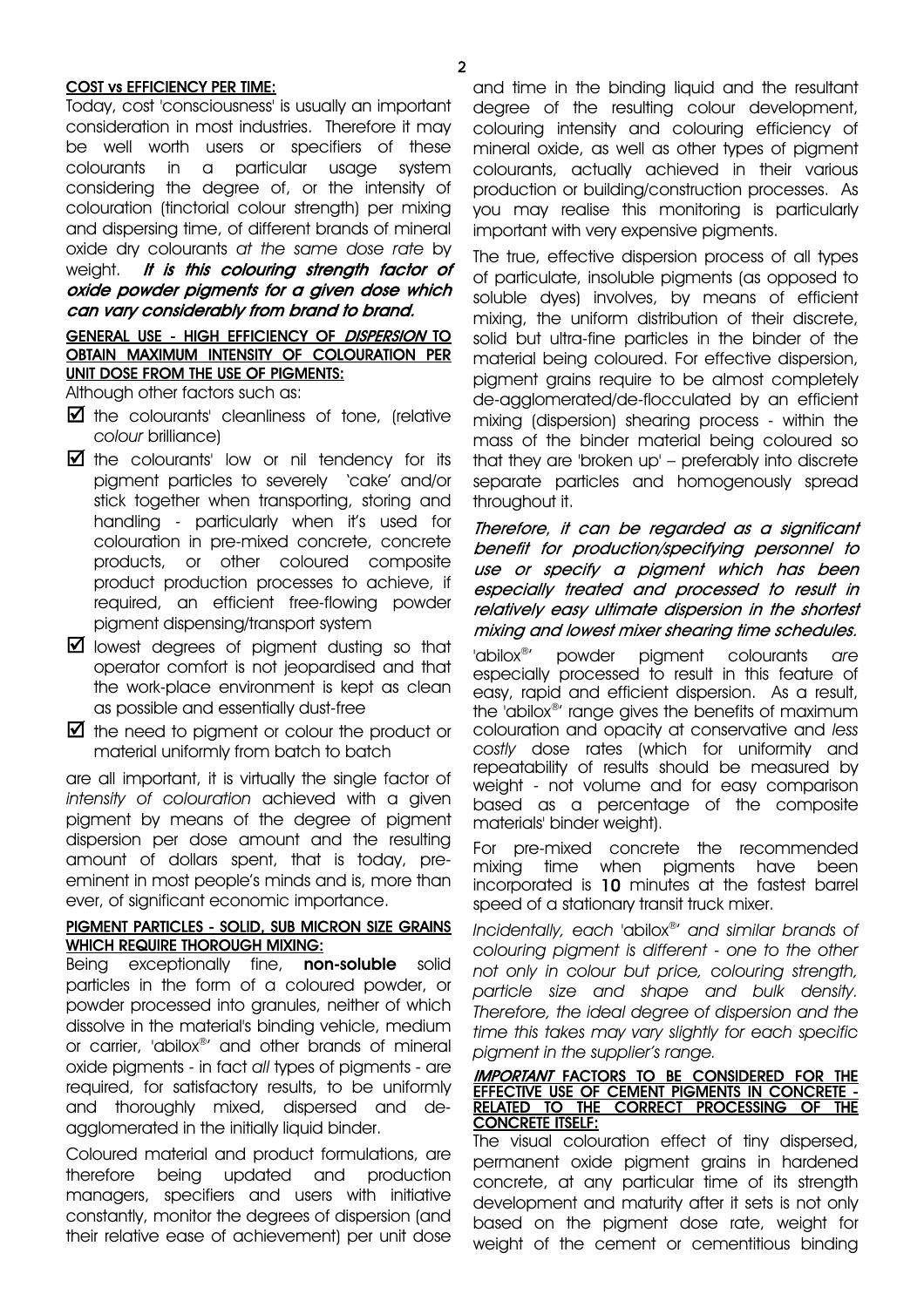#### COST vs EFFICIENCY PER TIME:

Today, cost 'consciousness' is usually an important consideration in most industries. Therefore it may be well worth users or specifiers of these colourants in a particular usage system considering the degree of, or the intensity of colouration (tinctorial colour strength) per mixing and dispersing time, of different brands of mineral oxide dry colourants *at the same dose rate* by weight. ***It is this colouring strength factor of oxide powder pigments for a given dose which can vary considerably from brand to brand.***

#### GENERAL USE - HIGH EFFICIENCY OF *DISPERSION* TO OBTAIN MAXIMUM INTENSITY OF COLOURATION PER UNIT DOSE FROM THE USE OF PIGMENTS:

Although other factors such as:

- ☑ the colourants' cleanliness of tone, (relative *colour* brilliance)
- ☑ the colourants' low or nil tendency for its pigment particles to severely 'cake' and/or stick together when transporting, storing and handling - particularly when it's used for colouration in pre-mixed concrete, concrete products, or other coloured composite product production processes to achieve, if required, an efficient free-flowing powder pigment dispensing/transport system
- ☑ lowest degrees of pigment dusting so that operator comfort is not jeopardised and that the work-place environment is kept as clean as possible and essentially dust-free
- ☑ the need to pigment or colour the product or material uniformly from batch to batch

are all important, it is virtually the single factor of *intensity of colouration* achieved with a given pigment by means of the degree of pigment dispersion per dose amount and the resulting amount of dollars spent, that is today, pre-eminent in most people's minds and is, more than ever, of significant economic importance.

#### PIGMENT PARTICLES - SOLID, SUB MICRON SIZE GRAINS WHICH REQUIRE THOROUGH MIXING:

Being exceptionally fine, **non-soluble** solid particles in the form of a coloured powder, or powder processed into granules, neither of which dissolve in the material's binding vehicle, medium or carrier, 'abilox®' and other brands of mineral oxide pigments - in fact *all* types of pigments - are required, for satisfactory results, to be uniformly and thoroughly mixed, dispersed and de-agglomerated in the initially liquid binder.

Coloured material and product formulations, are therefore being updated and production managers, specifiers and users with initiative constantly, monitor the degrees of dispersion (and their relative ease of achievement) per unit dose and time in the binding liquid and the resultant degree of the resulting colour development, colouring intensity and colouring efficiency of mineral oxide, as well as other types of pigment colourants, actually achieved in their various production or building/construction processes. As you may realise this monitoring is particularly important with very expensive pigments.

The true, effective dispersion process of all types of particulate, insoluble pigments (as opposed to soluble dyes) involves, by means of efficient mixing, the uniform distribution of their discrete, solid but ultra-fine particles in the binder of the material being coloured. For effective dispersion, pigment grains require to be almost completely de-agglomerated/de-flocculated by an efficient mixing (dispersion) shearing process - within the mass of the binder material being coloured so that they are 'broken up' – preferably into discrete separate particles and homogenously spread throughout it.

***Therefore, it can be regarded as a significant benefit for production/specifying personnel to use or specify a pigment which has been especially treated and processed to result in relatively easy ultimate dispersion in the shortest mixing and lowest mixer shearing time schedules.***

'abilox®' powder pigment colourants *are* especially processed to result in this feature of easy, rapid and efficient dispersion. As a result, the 'abilox®' range gives the benefits of maximum colouration and opacity at conservative and *less costly* dose rates (which for uniformity and repeatability of results should be measured by weight - not volume and for easy comparison based as a percentage of the composite materials' binder weight).

For pre-mixed concrete the recommended mixing time when pigments have been incorporated is **10** minutes at the fastest barrel speed of a stationary transit truck mixer.

*Incidentally, each 'abilox®' and similar brands of colouring pigment is different - one to the other not only in colour but price, colouring strength, particle size and shape and bulk density. Therefore, the ideal degree of dispersion and the time this takes may vary slightly for each specific pigment in the supplier's range.*

#### *IMPORTANT* FACTORS TO BE CONSIDERED FOR THE EFFECTIVE USE OF CEMENT PIGMENTS IN CONCRETE - RELATED TO THE CORRECT PROCESSING OF THE CONCRETE ITSELF:

The visual colouration effect of tiny dispersed, permanent oxide pigment grains in hardened concrete, at any particular time of its strength development and maturity after it sets is not only based on the pigment dose rate, weight for weight of the cement or cementitious binding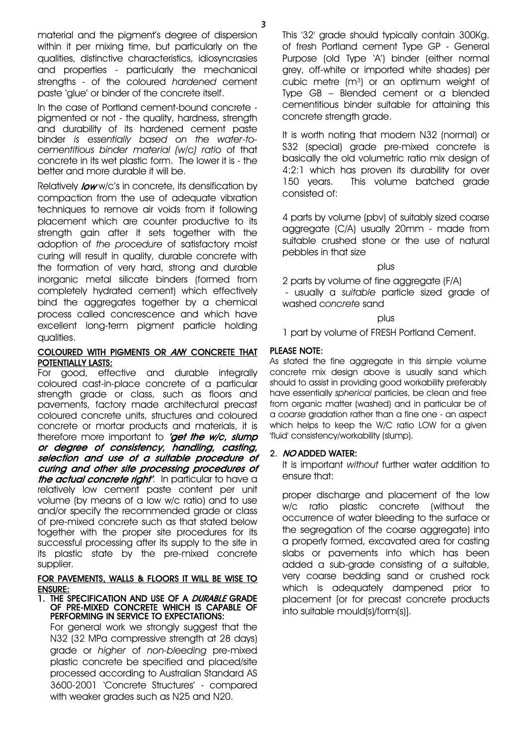material and the pigment's degree of dispersion within it per mixing time, but particularly on the qualities, distinctive characteristics, idiosyncrasies and properties - particularly the mechanical strengths - of the coloured *hardened* cement paste 'glue' or binder of the concrete itself.

In the case of Portland cement-bound concrete - pigmented or not - the quality, hardness, strength and durability of its hardened cement paste binder *is essentially based on the water-to-cementitious binder material (w/c) ratio* of that concrete in its wet plastic form. The lower it is - the better and more durable it will be.

Relatively ***low*** w/c's in concrete, its densification by compaction from the use of adequate vibration techniques to remove air voids from it following placement which are counter productive to its strength gain after it sets together with the adoption of *the procedure* of satisfactory moist curing will result in quality, durable concrete with the formation of very hard, strong and durable inorganic metal silicate binders (formed from completely hydrated cement) which effectively bind the aggregates together by a chemical process called concrescence and which have excellent long-term pigment particle holding qualities.

**COLOURED WITH PIGMENTS OR *ANY* CONCRETE THAT POTENTIALLY LASTS:**

For good, effective and durable integrally coloured cast-in-place concrete of a particular strength grade or class, such as floors and pavements, factory made architectural precast coloured concrete units, structures and coloured concrete or mortar products and materials, it is therefore more important to ***'get the w/c, slump or degree of consistency, handling, casting, selection and use of a suitable procedure of curing and other site processing procedures of the actual concrete right'***. In particular to have a relatively low cement paste content per unit volume (by means of a low w/c ratio) and to use and/or specify the recommended grade or class of pre-mixed concrete such as that stated below together with the proper site procedures for its successful processing after its supply to the site in its plastic state by the pre-mixed concrete supplier.

**FOR PAVEMENTS, WALLS & FLOORS IT WILL BE WISE TO ENSURE:**

1. **THE SPECIFICATION AND USE OF A *DURABLE* GRADE OF PRE-MIXED CONCRETE WHICH IS CAPABLE OF PERFORMING IN SERVICE TO EXPECTATIONS:**

   For general work we strongly suggest that the N32 (32 MPa compressive strength at 28 days) grade or *higher* of *non-bleeding* pre-mixed plastic concrete be specified and placed/site processed according to Australian Standard AS 3600-2001 'Concrete Structures' - compared with weaker grades such as N25 and N20.

   This '32' grade should typically contain 300Kg. of fresh Portland cement Type GP - General Purpose (old Type 'A') binder (either normal grey, off-white or imported white shades) per cubic metre ($m^3$) or an optimum weight of Type GB – Blended cement or a blended cementitious binder suitable for attaining this concrete strength grade.

   It is worth noting that modern N32 (normal) or S32 (special) grade pre-mixed concrete is basically the old volumetric ratio mix design of 4:2:1 which has proven its durability for over 150 years. This volume batched grade consisted of:

   4 parts by volume (pbv) of suitably sized coarse aggregate (C/A) usually 20mm - made from suitable crushed stone or the use of natural pebbles in that size

   plus

   2 parts by volume of fine aggregate (F/A) - usually a *suitable* particle sized grade of washed *concrete* sand

   plus

   1 part by volume of FRESH Portland Cement.

**PLEASE NOTE:**

As stated the fine aggregate in this simple volume concrete mix design above is usually sand which should to assist in providing good workability preferably have essentially *spherical* particles, be clean and free from organic matter (washed) and in particular be of a *coarse* gradation rather than a fine one - an aspect which helps to keep the W/C ratio LOW for a given 'fluid' consistency/workability (slump).

2. ***NO* ADDED WATER:**

   It is important *without* further water addition to ensure that:

   proper discharge and placement of the low w/c ratio plastic concrete (without the occurrence of water bleeding to the surface or the segregation of the coarse aggregate) into a properly formed, excavated area for casting slabs or pavements into which has been added a sub-grade consisting of a suitable, very coarse bedding sand or crushed rock which is adequately dampened prior to placement [or for precast concrete products into suitable mould(s)/form(s)].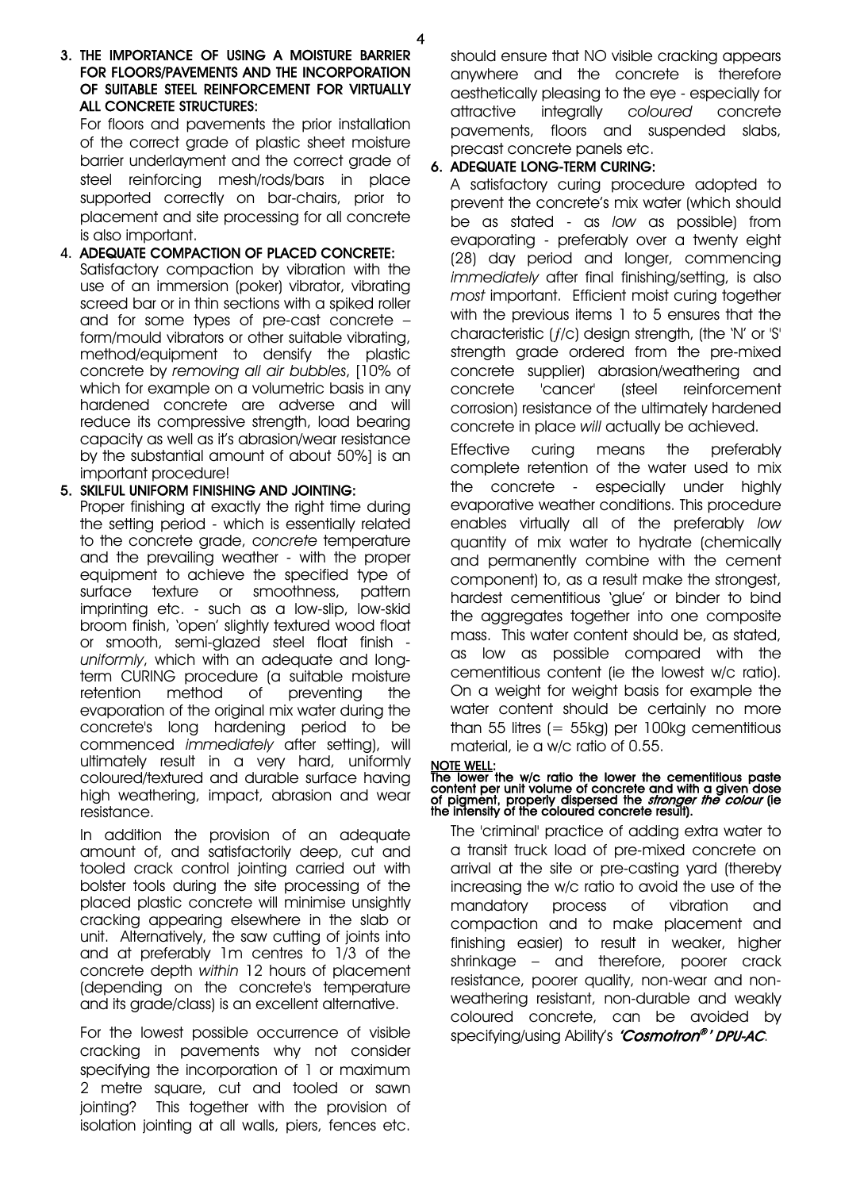3. **THE IMPORTANCE OF USING A MOISTURE BARRIER FOR FLOORS/PAVEMENTS AND THE INCORPORATION OF SUITABLE STEEL REINFORCEMENT FOR VIRTUALLY ALL CONCRETE STRUCTURES:**

   For floors and pavements the prior installation of the correct grade of plastic sheet moisture barrier underlayment and the correct grade of steel reinforcing mesh/rods/bars in place supported correctly on bar-chairs, prior to placement and site processing for all concrete is also important.

4. **ADEQUATE COMPACTION OF PLACED CONCRETE:**

   Satisfactory compaction by vibration with the use of an immersion (poker) vibrator, vibrating screed bar or in thin sections with a spiked roller and for some types of pre-cast concrete – form/mould vibrators or other suitable vibrating, method/equipment to densify the plastic concrete by *removing all air bubbles*, [10% of which for example on a volumetric basis in any hardened concrete are adverse and will reduce its compressive strength, load bearing capacity as well as it's abrasion/wear resistance by the substantial amount of about 50%] is an important procedure!

5. **SKILFUL UNIFORM FINISHING AND JOINTING:**

   Proper finishing at exactly the right time during the setting period - which is essentially related to the concrete grade, *concrete* temperature and the prevailing weather - with the proper equipment to achieve the specified type of surface texture or smoothness, pattern imprinting etc. - such as a low-slip, low-skid broom finish, 'open' slightly textured wood float or smooth, semi-glazed steel float finish - *uniformly*, which with an adequate and long-term CURING procedure (a suitable moisture retention method of preventing the evaporation of the original mix water during the concrete's long hardening period to be commenced *immediately* after setting), will ultimately result in a very hard, uniformly coloured/textured and durable surface having high weathering, impact, abrasion and wear resistance.

   In addition the provision of an adequate amount of, and satisfactorily deep, cut and tooled crack control jointing carried out with bolster tools during the site processing of the placed plastic concrete will minimise unsightly cracking appearing elsewhere in the slab or unit. Alternatively, the saw cutting of joints into and at preferably 1m centres to 1/3 of the concrete depth *within* 12 hours of placement (depending on the concrete's temperature and its grade/class) is an excellent alternative.

   For the lowest possible occurrence of visible cracking in pavements why not consider specifying the incorporation of 1 or maximum 2 metre square, cut and tooled or sawn jointing? This together with the provision of isolation jointing at all walls, piers, fences etc. should ensure that NO visible cracking appears anywhere and the concrete is therefore aesthetically pleasing to the eye - especially for attractive integrally *coloured* concrete pavements, floors and suspended slabs, precast concrete panels etc.

6. **ADEQUATE LONG-TERM CURING:**

   A satisfactory curing procedure adopted to prevent the concrete's mix water (which should be as stated - as *low* as possible) from evaporating - preferably over a twenty eight (28) day period and longer, commencing *immediately* after final finishing/setting, is also *most* important. Efficient moist curing together with the previous items 1 to 5 ensures that the characteristic (*f*/c) design strength, (the 'N' or 'S' strength grade ordered from the pre-mixed concrete supplier) abrasion/weathering and concrete 'cancer' (steel reinforcement corrosion) resistance of the ultimately hardened concrete in place *will* actually be achieved.

   Effective curing means the preferably complete retention of the water used to mix the concrete - especially under highly evaporative weather conditions. This procedure enables virtually all of the preferably *low* quantity of mix water to hydrate (chemically and permanently combine with the cement component) to, as a result make the strongest, hardest cementitious 'glue' or binder to bind the aggregates together into one composite mass. This water content should be, as stated, as low as possible compared with the cementitious content (ie the lowest w/c ratio). On a weight for weight basis for example the water content should be certainly no more than 55 litres (= 55kg) per 100kg cementitious material, ie a w/c ratio of 0.55.

**NOTE WELL:**
**The lower the w/c ratio the lower the cementitious paste content per unit volume of concrete and with a given dose of pigment, properly dispersed the *stronger the colour* (ie the intensity of the coloured concrete result).**

The 'criminal' practice of adding extra water to a transit truck load of pre-mixed concrete on arrival at the site or pre-casting yard (thereby increasing the w/c ratio to avoid the use of the mandatory process of vibration and compaction and to make placement and finishing easier) to result in weaker, higher shrinkage – and therefore, poorer crack resistance, poorer quality, non-wear and non-weathering resistant, non-durable and weakly coloured concrete, can be avoided by specifying/using Ability's ***'Cosmotron®' DPU-AC***.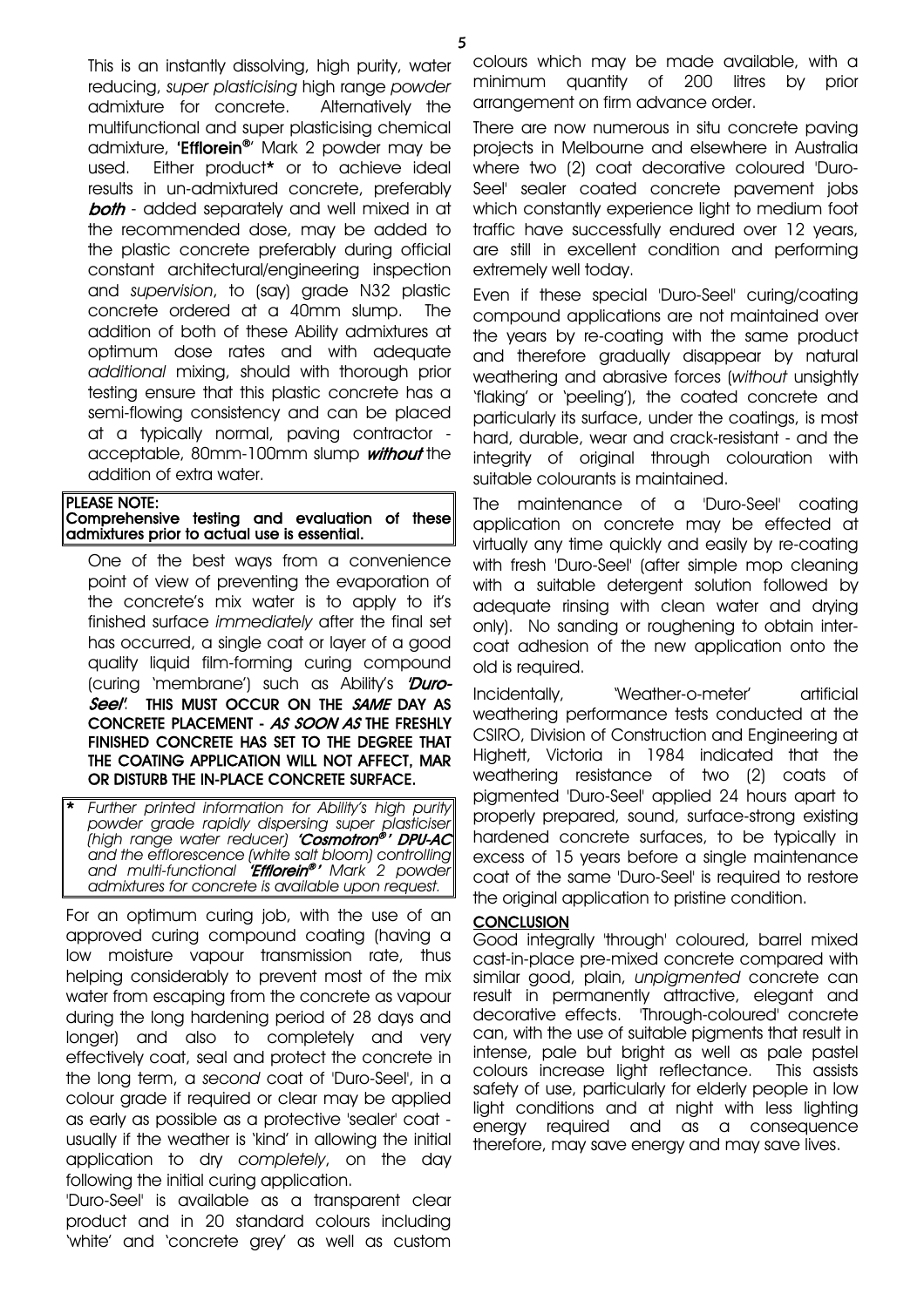This is an instantly dissolving, high purity, water reducing, *super plasticising* high range *powder* admixture for concrete. Alternatively the multifunctional and super plasticising chemical admixture, **'Efflorein®'** Mark 2 powder may be used. Either product* or to achieve ideal results in un-admixtured concrete, preferably ***both*** - added separately and well mixed in at the recommended dose, may be added to the plastic concrete preferably during official constant architectural/engineering inspection and *supervision*, to (say) grade N32 plastic concrete ordered at a 40mm slump. The addition of both of these Ability admixtures at optimum dose rates and with adequate *additional* mixing, should with thorough prior testing ensure that this plastic concrete has a semi-flowing consistency and can be placed at a typically normal, paving contractor - acceptable, 80mm-100mm slump ***without*** the addition of extra water.

> **PLEASE NOTE:**
> **Comprehensive testing and evaluation of these admixtures prior to actual use is essential.**

One of the best ways from a convenience point of view of preventing the evaporation of the concrete's mix water is to apply to it's finished surface *immediately* after the final set has occurred, a single coat or layer of a good quality liquid film-forming curing compound (curing 'membrane') such as Ability's ***'Duro-Seel'***. **THIS MUST OCCUR ON THE *SAME* DAY AS CONCRETE PLACEMENT - *AS SOON AS* THE FRESHLY FINISHED CONCRETE HAS SET TO THE DEGREE THAT THE COATING APPLICATION WILL NOT AFFECT, MAR OR DISTURB THE IN-PLACE CONCRETE SURFACE.**

> \* *Further printed information for Ability's high purity powder grade rapidly dispersing super plasticiser (high range water reducer)* ***'Cosmotron®' DPU-AC*** *and the efflorescence (white salt bloom) controlling and multi-functional* ***'Efflorein®'*** *Mark 2 powder admixtures for concrete is available upon request.*

For an optimum curing job, with the use of an approved curing compound coating (having a low moisture vapour transmission rate, thus helping considerably to prevent most of the mix water from escaping from the concrete as vapour during the long hardening period of 28 days and longer) and also to completely and very effectively coat, seal and protect the concrete in the long term, a *second* coat of 'Duro-Seel', in a colour grade if required or clear may be applied as early as possible as a protective 'sealer' coat - usually if the weather is 'kind' in allowing the initial application to dry *completely*, on the day following the initial curing application.

'Duro-Seel' is available as a transparent clear product and in 20 standard colours including 'white' and 'concrete grey' as well as custom colours which may be made available, with a minimum quantity of 200 litres by prior arrangement on firm advance order.

There are now numerous in situ concrete paving projects in Melbourne and elsewhere in Australia where two (2) coat decorative coloured 'Duro-Seel' sealer coated concrete pavement jobs which constantly experience light to medium foot traffic have successfully endured over 12 years, are still in excellent condition and performing extremely well today.

Even if these special 'Duro-Seel' curing/coating compound applications are not maintained over the years by re-coating with the same product and therefore gradually disappear by natural weathering and abrasive forces (*without* unsightly 'flaking' or 'peeling'), the coated concrete and particularly its surface, under the coatings, is most hard, durable, wear and crack-resistant - and the integrity of original through colouration with suitable colourants is maintained.

The maintenance of a 'Duro-Seel' coating application on concrete may be effected at virtually any time quickly and easily by re-coating with fresh 'Duro-Seel' (after simple mop cleaning with a suitable detergent solution followed by adequate rinsing with clean water and drying only). No sanding or roughening to obtain inter-coat adhesion of the new application onto the old is required.

Incidentally, 'Weather-o-meter' artificial weathering performance tests conducted at the CSIRO, Division of Construction and Engineering at Highett, Victoria in 1984 indicated that the weathering resistance of two (2) coats of pigmented 'Duro-Seel' applied 24 hours apart to properly prepared, sound, surface-strong existing hardened concrete surfaces, to be typically in excess of 15 years before a single maintenance coat of the same 'Duro-Seel' is required to restore the original application to pristine condition.

## CONCLUSION

Good integrally 'through' coloured, barrel mixed cast-in-place pre-mixed concrete compared with similar good, plain, *unpigmented* concrete can result in permanently attractive, elegant and decorative effects. 'Through-coloured' concrete can, with the use of suitable pigments that result in intense, pale but bright as well as pale pastel colours increase light reflectance. This assists safety of use, particularly for elderly people in low light conditions and at night with less lighting energy required and as a consequence therefore, may save energy and may save lives.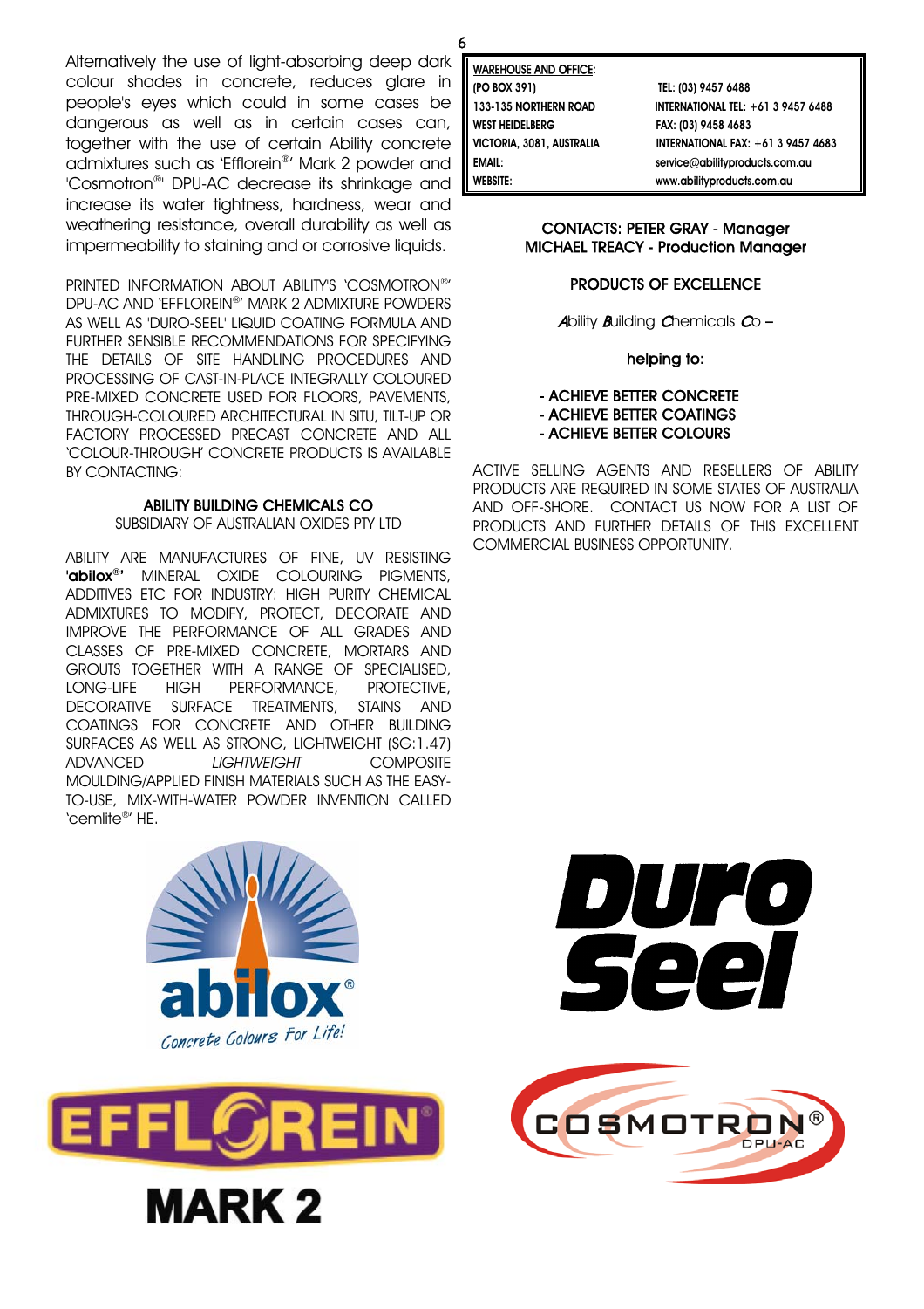Alternatively the use of light-absorbing deep dark colour shades in concrete, reduces glare in people's eyes which could in some cases be dangerous as well as in certain cases can, together with the use of certain Ability concrete admixtures such as 'Effloreín®' Mark 2 powder and 'Cosmotron®' DPU-AC decrease its shrinkage and increase its water tightness, hardness, wear and weathering resistance, overall durability as well as impermeability to staining and or corrosive liquids.

PRINTED INFORMATION ABOUT ABILITY'S 'COSMOTRON®' DPU-AC AND 'EFFLOREIN®' MARK 2 ADMIXTURE POWDERS AS WELL AS 'DURO-SEEL' LIQUID COATING FORMULA AND FURTHER SENSIBLE RECOMMENDATIONS FOR SPECIFYING THE DETAILS OF SITE HANDLING PROCEDURES AND PROCESSING OF CAST-IN-PLACE INTEGRALLY COLOURED PRE-MIXED CONCRETE USED FOR FLOORS, PAVEMENTS, THROUGH-COLOURED ARCHITECTURAL IN SITU, TILT-UP OR FACTORY PROCESSED PRECAST CONCRETE AND ALL 'COLOUR-THROUGH' CONCRETE PRODUCTS IS AVAILABLE BY CONTACTING:

**ABILITY BUILDING CHEMICALS CO**
SUBSIDIARY OF AUSTRALIAN OXIDES PTY LTD

ABILITY ARE MANUFACTURES OF FINE, UV RESISTING **'abilox®'** MINERAL OXIDE COLOURING PIGMENTS, ADDITIVES ETC FOR INDUSTRY: HIGH PURITY CHEMICAL ADMIXTURES TO MODIFY, PROTECT, DECORATE AND IMPROVE THE PERFORMANCE OF ALL GRADES AND CLASSES OF PRE-MIXED CONCRETE, MORTARS AND GROUTS TOGETHER WITH A RANGE OF SPECIALISED, LONG-LIFE HIGH PERFORMANCE, PROTECTIVE, DECORATIVE SURFACE TREATMENTS, STAINS AND COATINGS FOR CONCRETE AND OTHER BUILDING SURFACES AS WELL AS STRONG, LIGHTWEIGHT (SG:1.47) ADVANCED *LIGHTWEIGHT* COMPOSITE MOULDING/APPLIED FINISH MATERIALS SUCH AS THE EASY-TO-USE, MIX-WITH-WATER POWDER INVENTION CALLED 'cemlite®' HE.

| | |
|---|---|
| **WAREHOUSE AND OFFICE:** | |
| (PO BOX 391) | TEL: (03) 9457 6488 |
| 133-135 NORTHERN ROAD | INTERNATIONAL TEL: +61 3 9457 6488 |
| WEST HEIDELBERG | FAX: (03) 9458 4683 |
| VICTORIA, 3081, AUSTRALIA | INTERNATIONAL FAX: +61 3 9457 4683 |
| EMAIL: | service@abilityproducts.com.au |
| WEBSITE: | www.abilityproducts.com.au |

**CONTACTS: PETER GRAY - Manager**
**MICHAEL TREACY - Production Manager**

**PRODUCTS OF EXCELLENCE**

*Ability Building Chemicals Co –*

**helping to:**

- **ACHIEVE BETTER CONCRETE**
- **ACHIEVE BETTER COATINGS**
- **ACHIEVE BETTER COLOURS**

ACTIVE SELLING AGENTS AND RESELLERS OF ABILITY PRODUCTS ARE REQUIRED IN SOME STATES OF AUSTRALIA AND OFF-SHORE. CONTACT US NOW FOR A LIST OF PRODUCTS AND FURTHER DETAILS OF THIS EXCELLENT COMMERCIAL BUSINESS OPPORTUNITY.

abilox®
Concrete Colours For Life!

Duro Seel

EFFLOREIN®
MARK 2

COSMOTRON®
DPU-AC